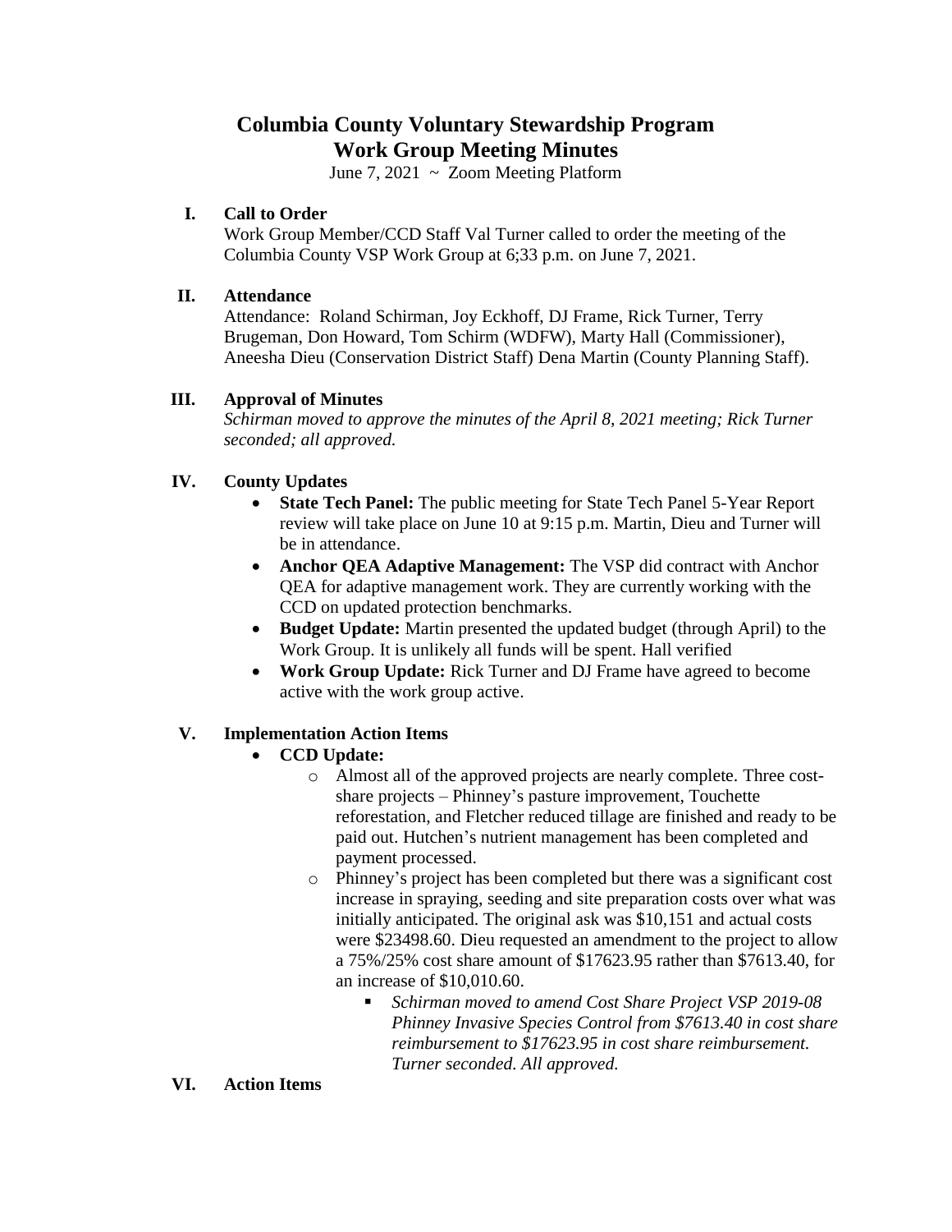# Columbia County Voluntary Stewardship Program
# Work Group Meeting Minutes

June 7, 2021 ~ Zoom Meeting Platform

## I. Call to Order

Work Group Member/CCD Staff Val Turner called to order the meeting of the Columbia County VSP Work Group at 6;33 p.m. on June 7, 2021.

## II. Attendance

Attendance: Roland Schirman, Joy Eckhoff, DJ Frame, Rick Turner, Terry Brugeman, Don Howard, Tom Schirm (WDFW), Marty Hall (Commissioner), Aneesha Dieu (Conservation District Staff) Dena Martin (County Planning Staff).

## III. Approval of Minutes

*Schirman moved to approve the minutes of the April 8, 2021 meeting; Rick Turner seconded; all approved.*

## IV. County Updates

- **State Tech Panel:** The public meeting for State Tech Panel 5-Year Report review will take place on June 10 at 9:15 p.m. Martin, Dieu and Turner will be in attendance.
- **Anchor QEA Adaptive Management:** The VSP did contract with Anchor QEA for adaptive management work. They are currently working with the CCD on updated protection benchmarks.
- **Budget Update:** Martin presented the updated budget (through April) to the Work Group. It is unlikely all funds will be spent. Hall verified
- **Work Group Update:** Rick Turner and DJ Frame have agreed to become active with the work group active.

## V. Implementation Action Items

- **CCD Update:**
  - Almost all of the approved projects are nearly complete. Three cost-share projects – Phinney's pasture improvement, Touchette reforestation, and Fletcher reduced tillage are finished and ready to be paid out. Hutchen's nutrient management has been completed and payment processed.
  - Phinney's project has been completed but there was a significant cost increase in spraying, seeding and site preparation costs over what was initially anticipated. The original ask was $10,151 and actual costs were $23498.60. Dieu requested an amendment to the project to allow a 75%/25% cost share amount of $17623.95 rather than $7613.40, for an increase of $10,010.60.
    - *Schirman moved to amend Cost Share Project VSP 2019-08 Phinney Invasive Species Control from $7613.40 in cost share reimbursement to $17623.95 in cost share reimbursement. Turner seconded. All approved.*

## VI. Action Items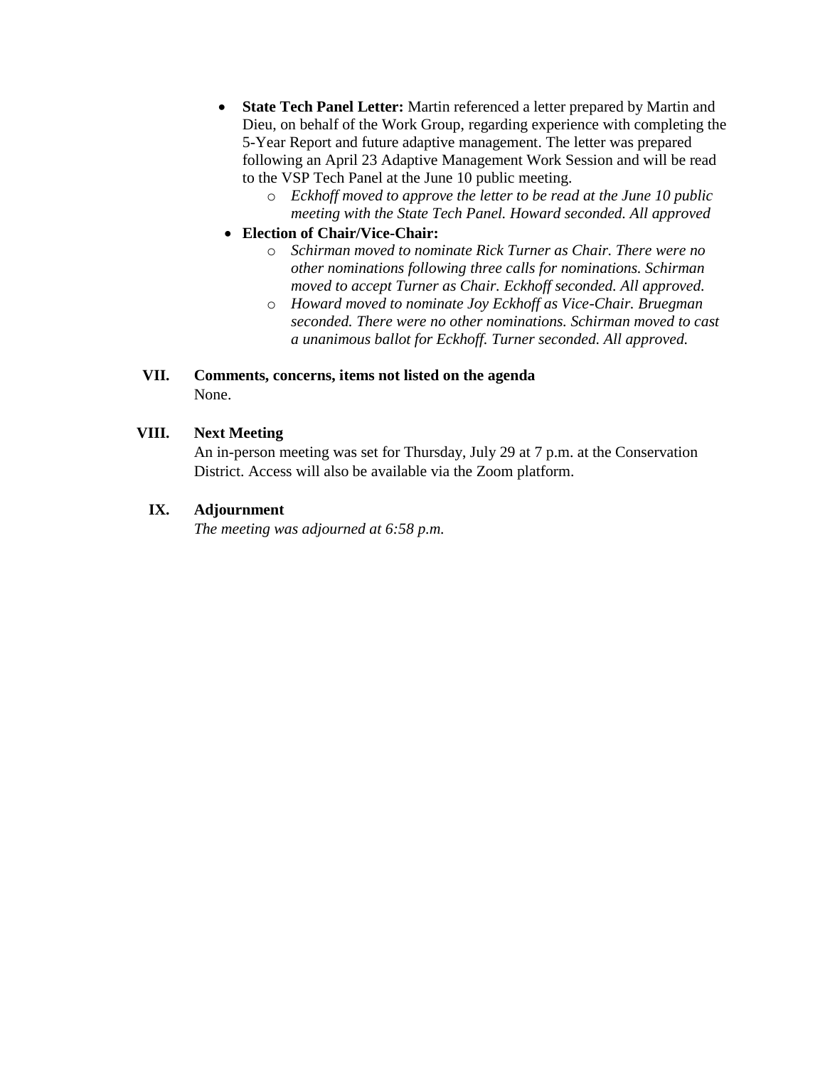- **State Tech Panel Letter:** Martin referenced a letter prepared by Martin and Dieu, on behalf of the Work Group, regarding experience with completing the 5-Year Report and future adaptive management. The letter was prepared following an April 23 Adaptive Management Work Session and will be read to the VSP Tech Panel at the June 10 public meeting.
  - *Eckhoff moved to approve the letter to be read at the June 10 public meeting with the State Tech Panel. Howard seconded. All approved*
- **Election of Chair/Vice-Chair:**
  - *Schirman moved to nominate Rick Turner as Chair. There were no other nominations following three calls for nominations. Schirman moved to accept Turner as Chair. Eckhoff seconded. All approved.*
  - *Howard moved to nominate Joy Eckhoff as Vice-Chair. Bruegman seconded. There were no other nominations. Schirman moved to cast a unanimous ballot for Eckhoff. Turner seconded. All approved.*

## VII. Comments, concerns, items not listed on the agenda

None.

## VIII. Next Meeting

An in-person meeting was set for Thursday, July 29 at 7 p.m. at the Conservation District. Access will also be available via the Zoom platform.

## IX. Adjournment

*The meeting was adjourned at 6:58 p.m.*